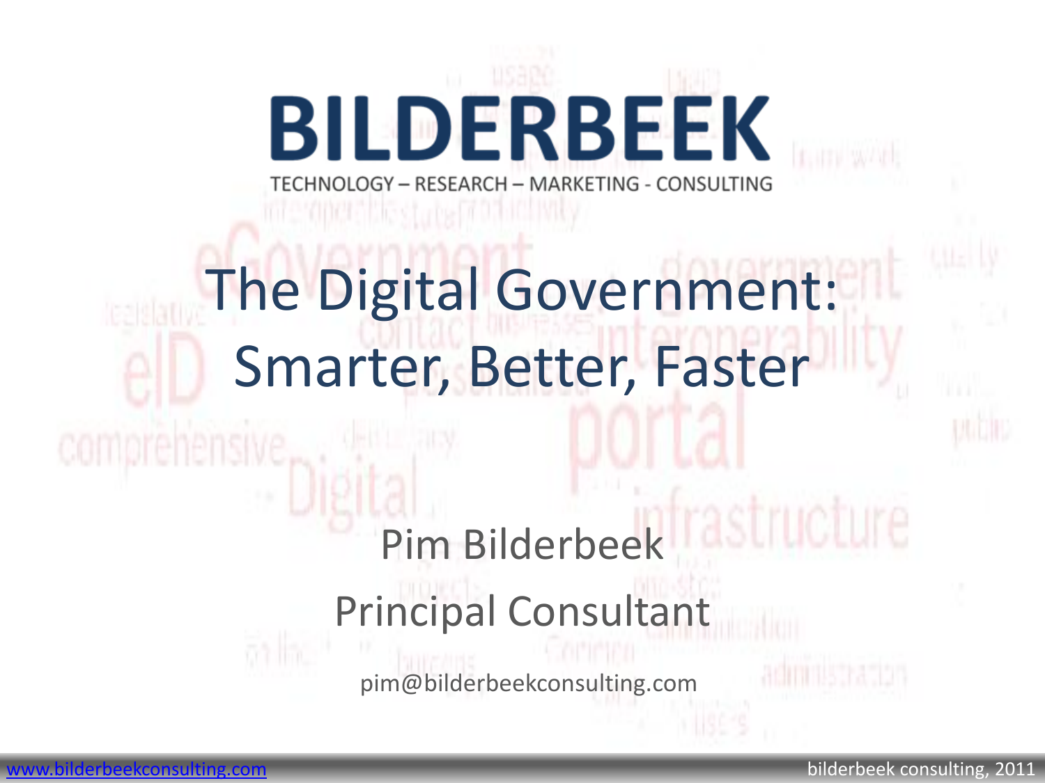# BILDERBEEK

TECHNOLOGY – RESEARCH – MARKETING - CONSULTING

## The Digital Government: Smarter, Better, Faster

Pim Bilderbeek

Principal Consultant

pim@bilderbeekconsulting.com

www.bilderbeekconsulting.com

bilderbeek consulting, 2011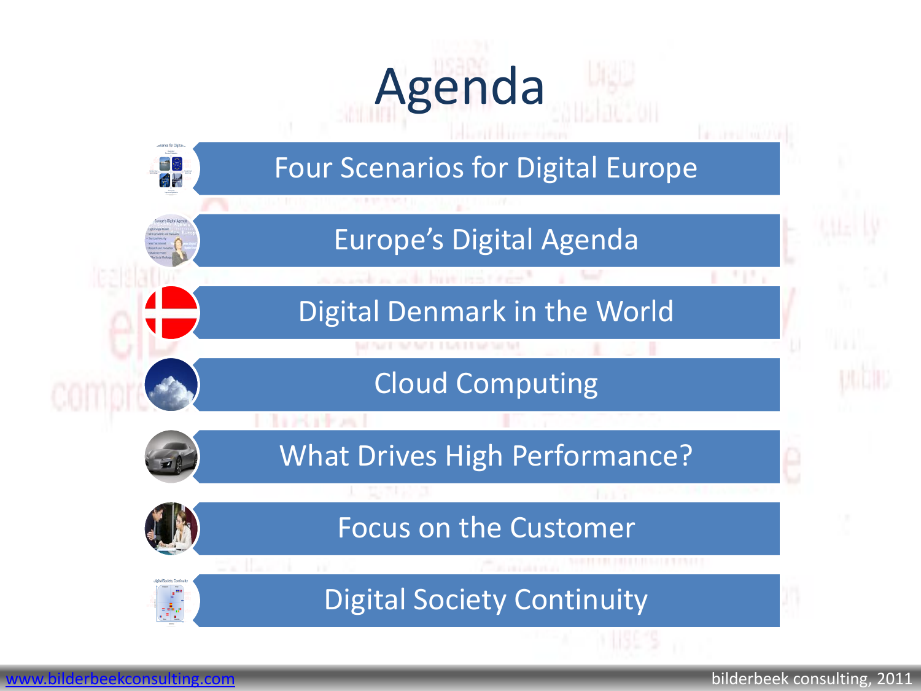# Agenda

- Four Scenarios for Digital Europe
- Europe's Digital Agenda
- Digital Denmark in the World
- Cloud Computing
- What Drives High Performance?
- Focus on the Customer
- Digital Society Continuity

www.bilderbeekconsulting.com

bilderbeek consulting, 2011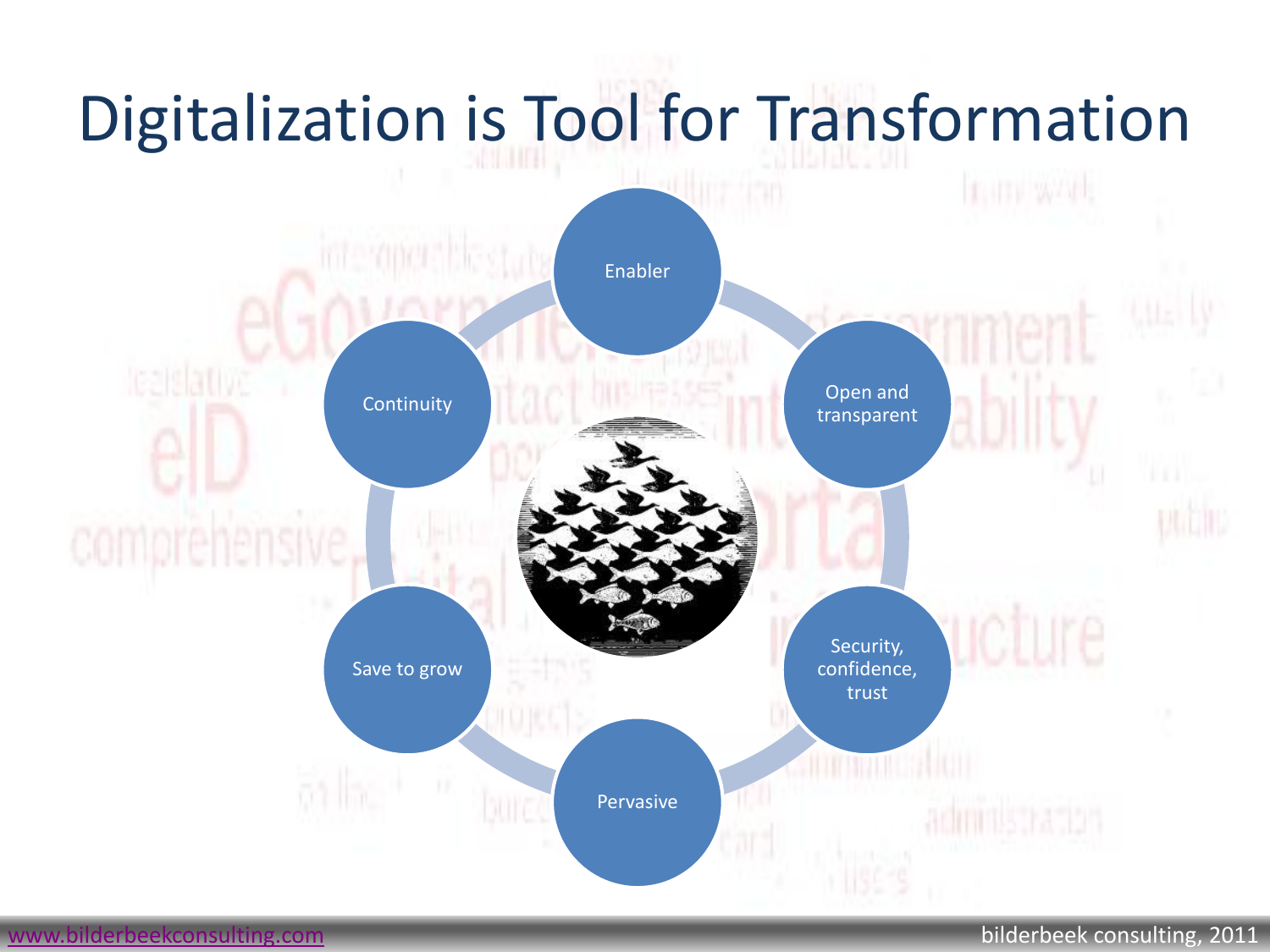# Digitalization is Tool for Transformation

- Enabler
- Open and transparent
- Security, confidence, trust
- Pervasive
- Save to grow
- Continuity

www.bilderbeekconsulting.com

bilderbeek consulting, 2011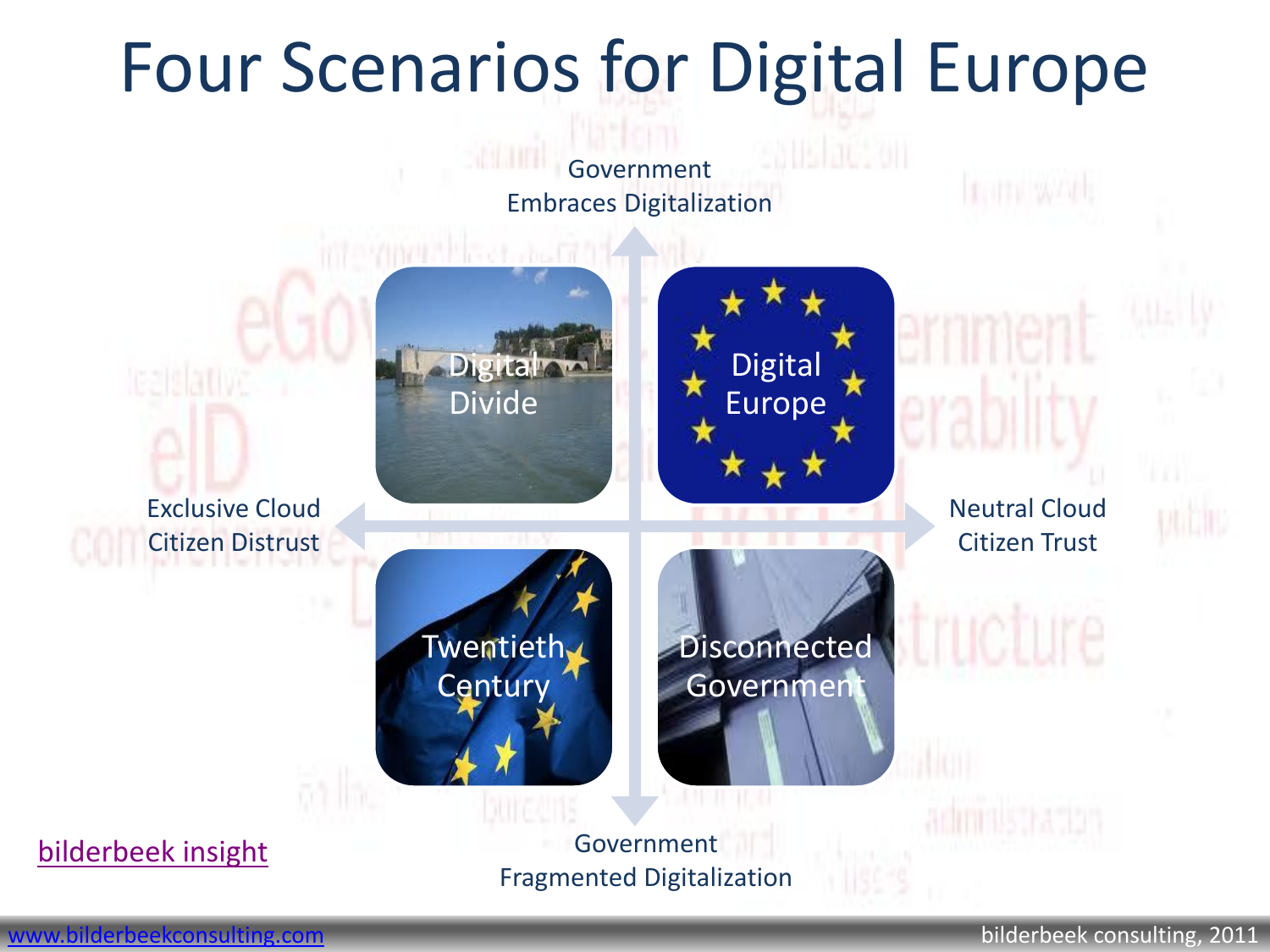# Four Scenarios for Digital Europe

Government Embraces Digitalization

| Exclusive Cloud / Citizen Distrust | | Neutral Cloud / Citizen Trust |
|---|---|---|
| | Digital Divide | Digital Europe |
| | Twentieth Century | Disconnected Government |

Government Fragmented Digitalization

bilderbeek insight

www.bilderbeekconsulting.com

bilderbeek consulting, 2011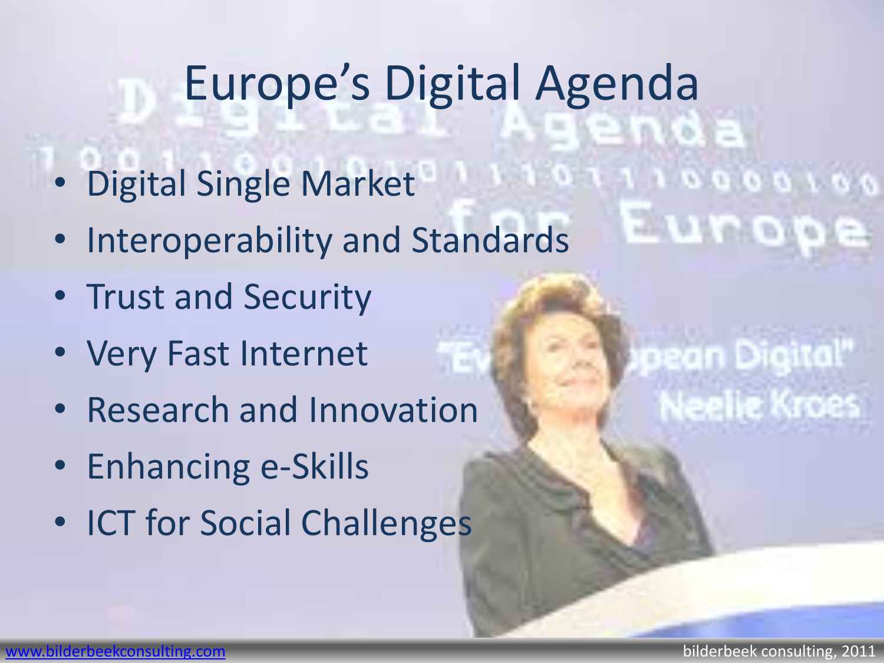# Europe's Digital Agenda

- Digital Single Market
- Interoperability and Standards
- Trust and Security
- Very Fast Internet
- Research and Innovation
- Enhancing e-Skills
- ICT for Social Challenges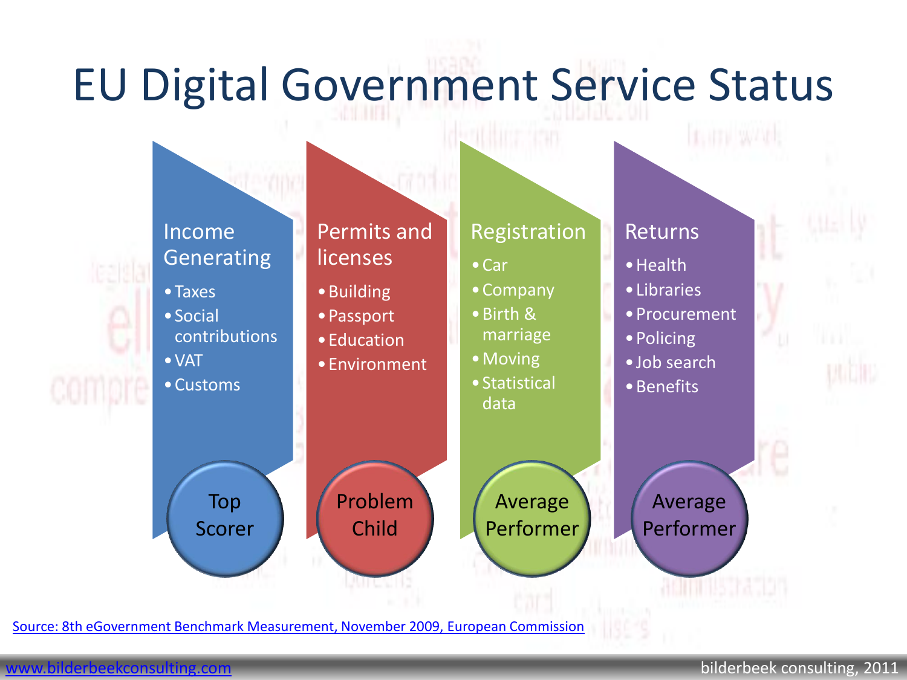# EU Digital Government Service Status

## Income Generating

- Taxes
- Social contributions
- VAT
- Customs

**Top Scorer**

## Permits and licenses

- Building
- Passport
- Education
- Environment

**Problem Child**

## Registration

- Car
- Company
- Birth & marriage
- Moving
- Statistical data

**Average Performer**

## Returns

- Health
- Libraries
- Procurement
- Policing
- Job search
- Benefits

**Average Performer**

Source: 8th eGovernment Benchmark Measurement, November 2009, European Commission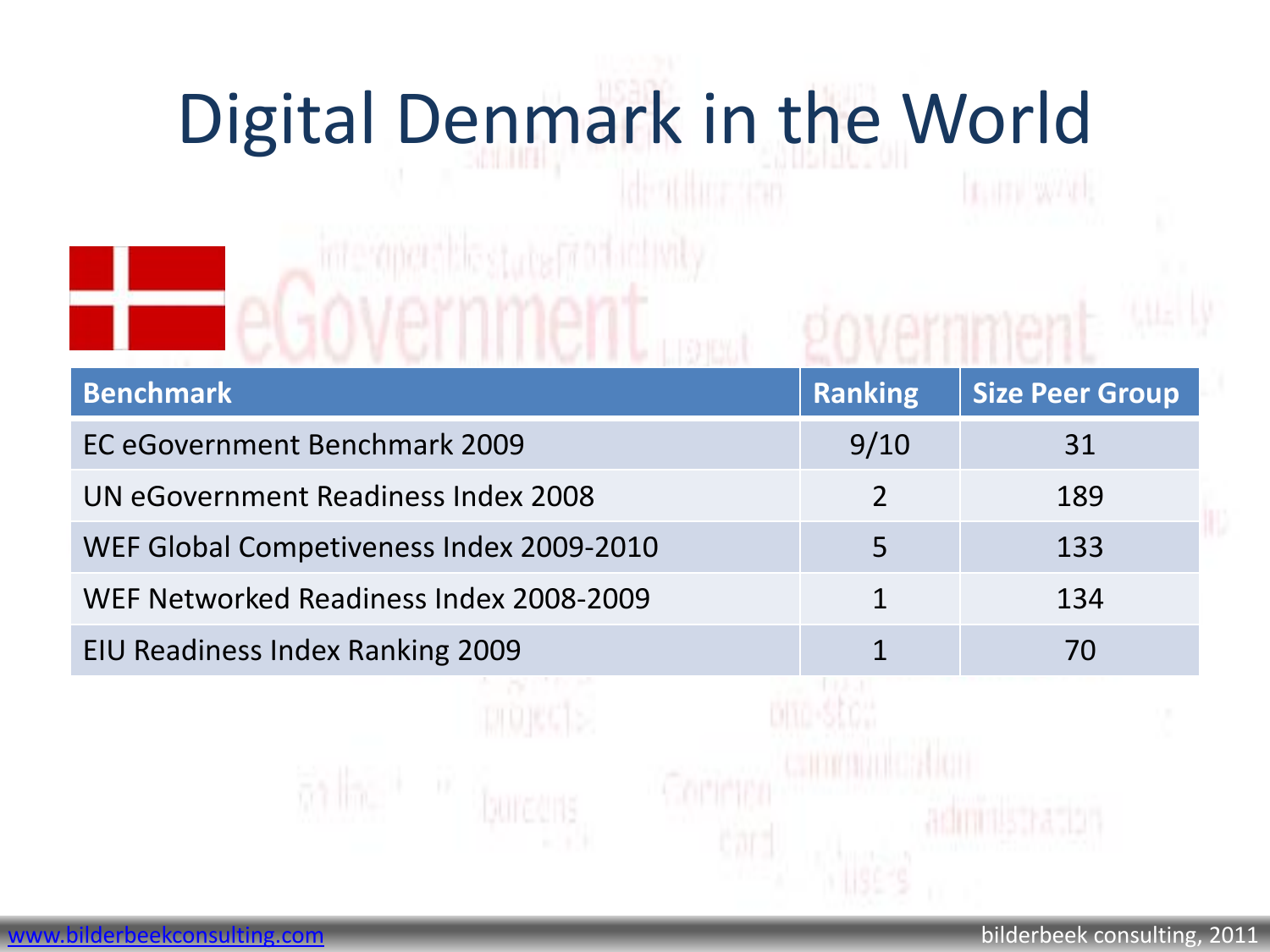# Digital Denmark in the World

| Benchmark | Ranking | Size Peer Group |
|---|---|---|
| EC eGovernment Benchmark 2009 | 9/10 | 31 |
| UN eGovernment Readiness Index 2008 | 2 | 189 |
| WEF Global Competiveness Index 2009-2010 | 5 | 133 |
| WEF Networked Readiness Index 2008-2009 | 1 | 134 |
| EIU Readiness Index Ranking 2009 | 1 | 70 |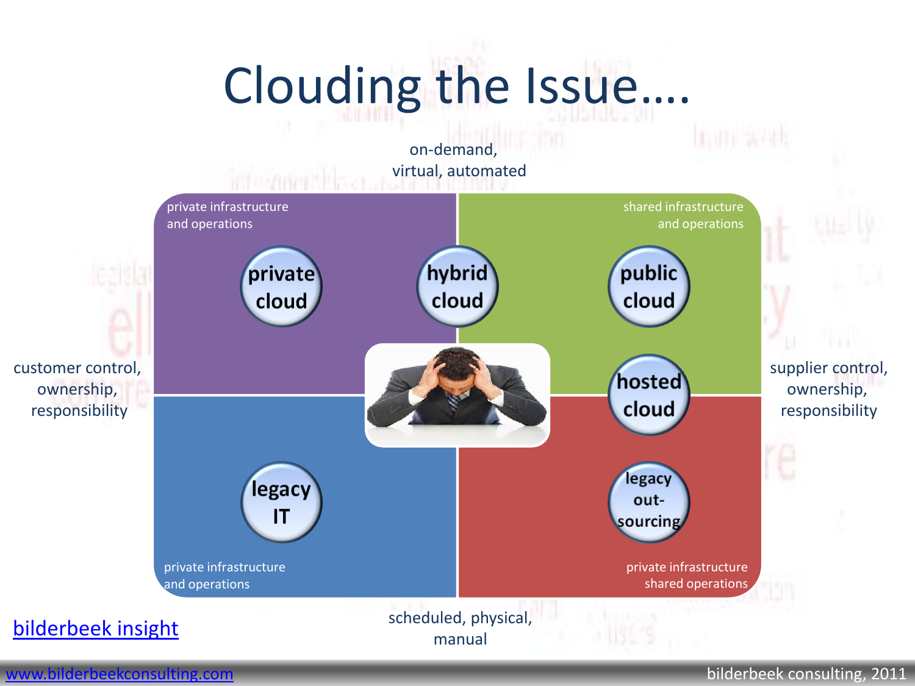# Clouding the Issue….

on-demand,
virtual, automated

| private infrastructure and operations | shared infrastructure and operations |
| --- | --- |
| private cloud | hybrid cloud |
| | public cloud |
| | hosted cloud |
| legacy IT | legacy out-sourcing |
| private infrastructure and operations | private infrastructure shared operations |

customer control, ownership, responsibility

supplier control, ownership, responsibility

scheduled, physical, manual

bilderbeek insight

www.bilderbeekconsulting.com

bilderbeek consulting, 2011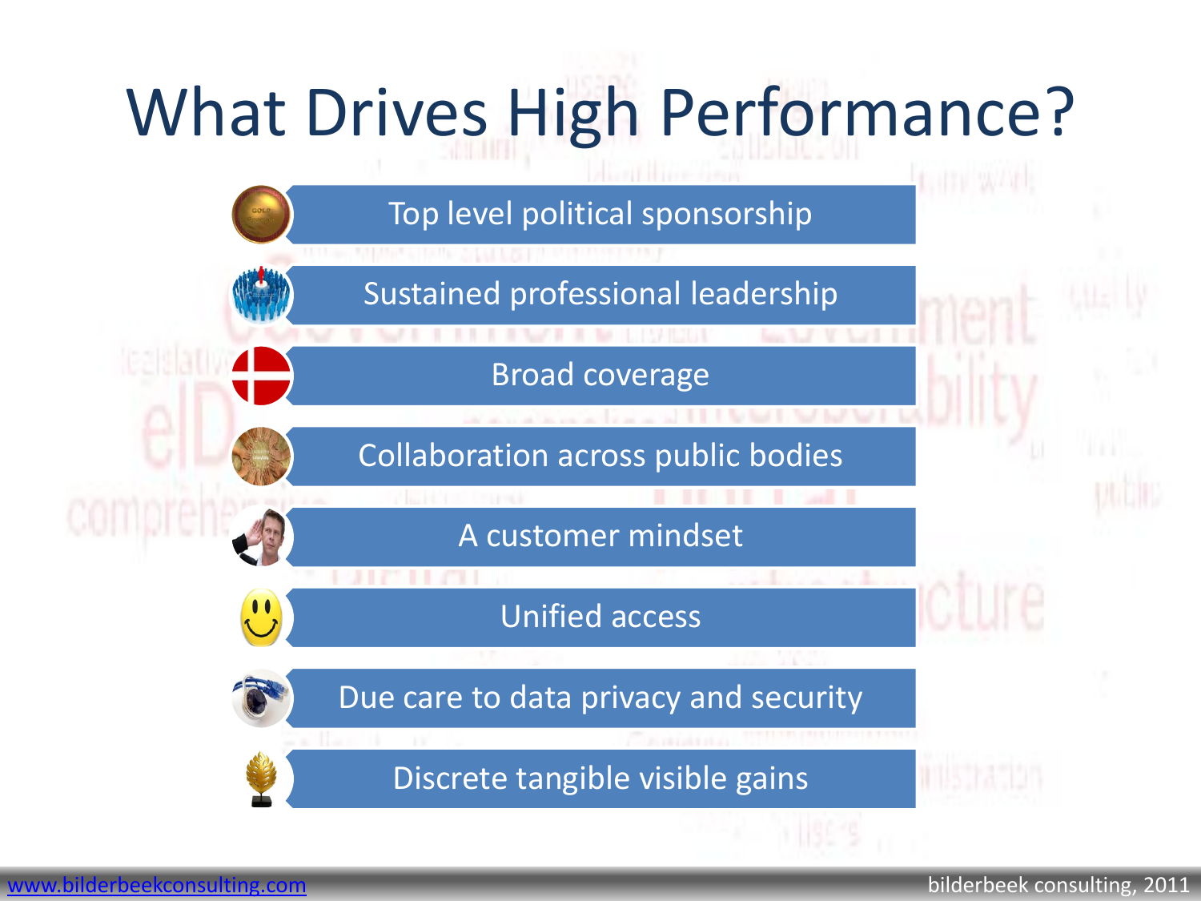# What Drives High Performance?

- Top level political sponsorship
- Sustained professional leadership
- Broad coverage
- Collaboration across public bodies
- A customer mindset
- Unified access
- Due care to data privacy and security
- Discrete tangible visible gains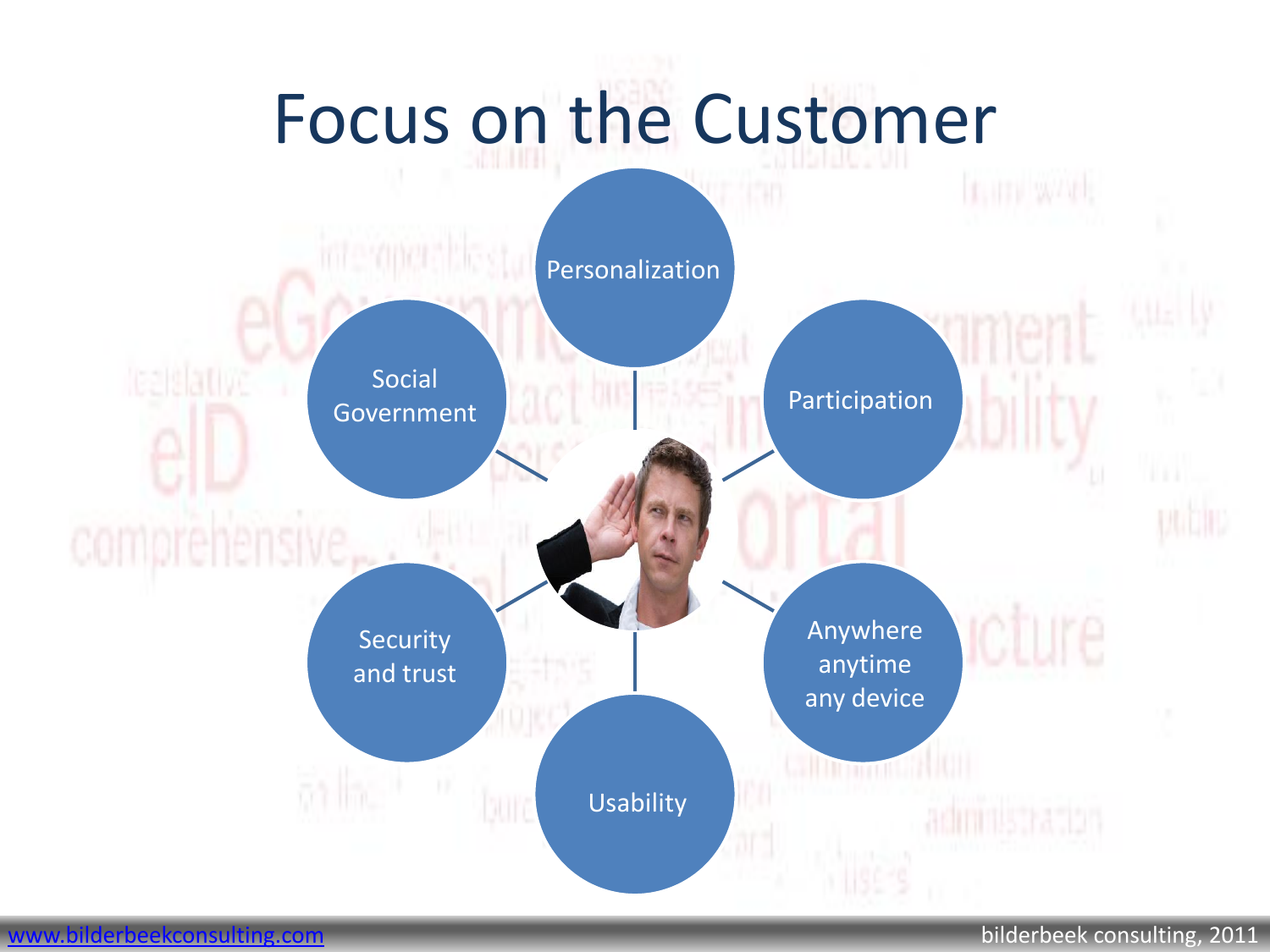# Focus on the Customer

- Personalization
- Participation
- Anywhere anytime any device
- Usability
- Security and trust
- Social Government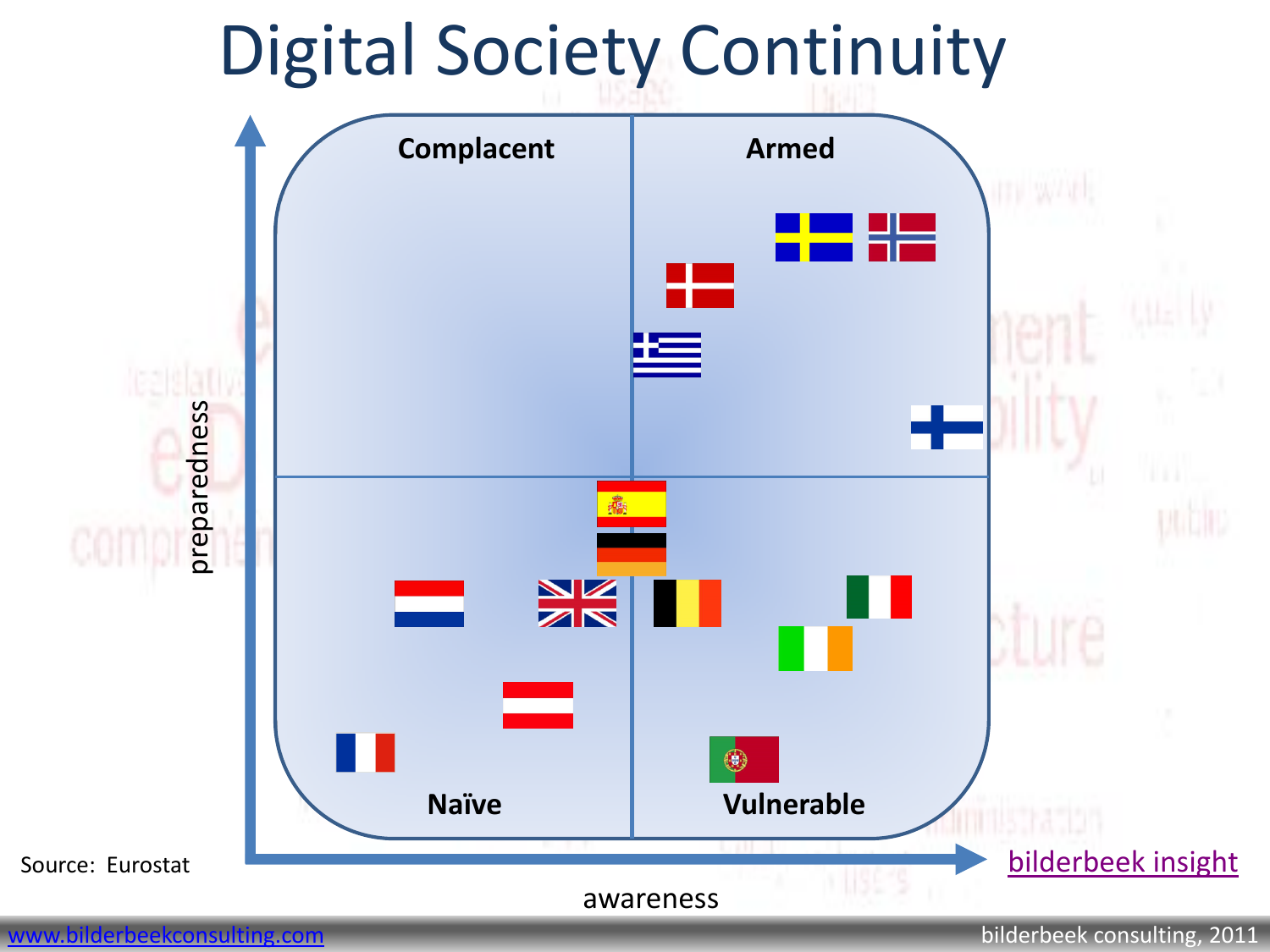# Digital Society Continuity

Complacent

Armed

Naïve

Vulnerable

preparedness

awareness

Source: Eurostat

bilderbeek insight

www.bilderbeekconsulting.com

bilderbeek consulting, 2011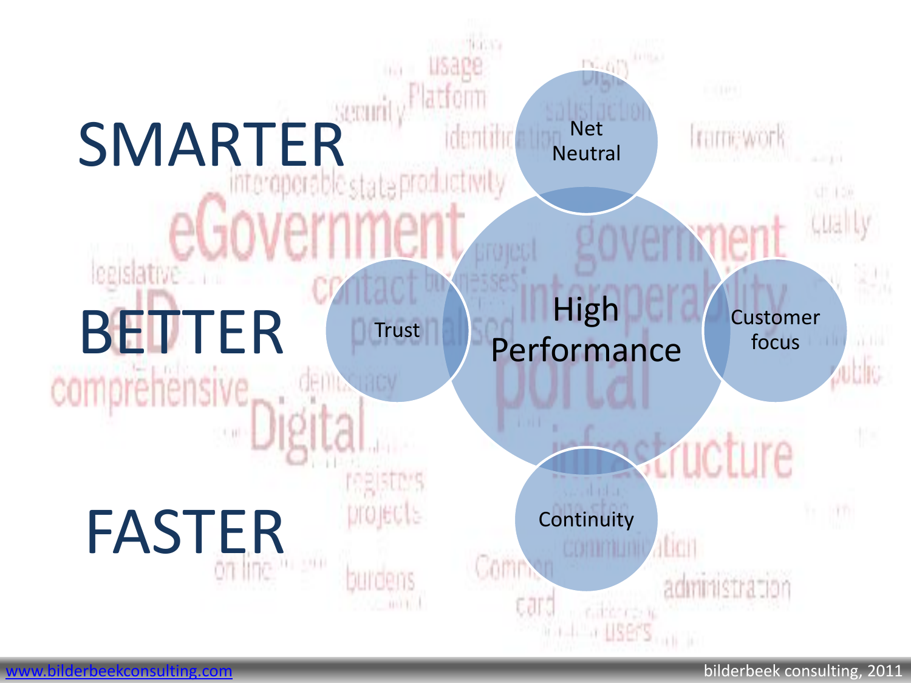SMARTER

BETTER

FASTER

High Performance

Net Neutral

Trust

Customer focus

Continuity

www.bilderbeekconsulting.com

bilderbeek consulting, 2011